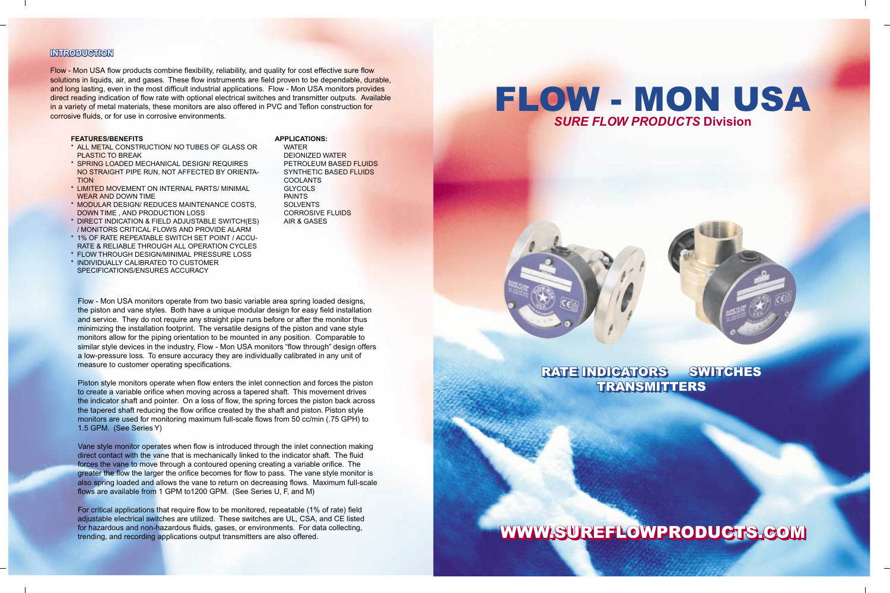## INTRODUCTION

Flow - Mon USA flow products combine flexibility, reliability, and quality for cost effective sure flow solutions in liquids, air, and gases. These flow instruments are field proven to be dependable, durable, and long lasting, even in the most difficult industrial applications. Flow - Mon USA monitors provides direct reading indication of flow rate with optional electrical switches and transmitter outputs. Available in a variety of metal materials, these monitors are also offered in PVC and Teflon construction for corrosive fluids, or for use in corrosive environments.

**FEATURES/BENEFITS**

* ALL METAL CONSTRUCTION/ NO TUBES OF GLASS OR PLASTIC TO BREAK
* SPRING LOADED MECHANICAL DESIGN/ REQUIRES NO STRAIGHT PIPE RUN, NOT AFFECTED BY ORIENTATION
* LIMITED MOVEMENT ON INTERNAL PARTS/ MINIMAL WEAR AND DOWN TIME
* MODULAR DESIGN/ REDUCES MAINTENANCE COSTS, DOWN TIME , AND PRODUCTION LOSS
* DIRECT INDICATION & FIELD ADJUSTABLE SWITCH(ES) / MONITORS CRITICAL FLOWS AND PROVIDE ALARM
* 1% OF RATE REPEATABLE SWITCH SET POINT / ACCURATE & RELIABLE THROUGH ALL OPERATION CYCLES
* FLOW THROUGH DESIGN/MINIMAL PRESSURE LOSS
* INDIVIDUALLY CALIBRATED TO CUSTOMER SPECIFICATIONS/ENSURES ACCURACY

**APPLICATIONS:**

- WATER
- DEIONIZED WATER
- PETROLEUM BASED FLUIDS
- SYNTHETIC BASED FLUIDS
- COOLANTS
- GLYCOLS
- PAINTS
- SOLVENTS
- CORROSIVE FLUIDS
- AIR & GASES

Flow - Mon USA monitors operate from two basic variable area spring loaded designs, the piston and vane styles. Both have a unique modular design for easy field installation and service. They do not require any straight pipe runs before or after the monitor thus minimizing the installation footprint. The versatile designs of the piston and vane style monitors allow for the piping orientation to be mounted in any position. Comparable to similar style devices in the industry, Flow - Mon USA monitors "flow through" design offers a low-pressure loss. To ensure accuracy they are individually calibrated in any unit of measure to customer operating specifications.

Piston style monitors operate when flow enters the inlet connection and forces the piston to create a variable orifice when moving across a tapered shaft. This movement drives the indicator shaft and pointer. On a loss of flow, the spring forces the piston back across the tapered shaft reducing the flow orifice created by the shaft and piston. Piston style monitors are used for monitoring maximum full-scale flows from 50 cc/min (.75 GPH) to 1.5 GPM. (See Series Y)

Vane style monitor operates when flow is introduced through the inlet connection making direct contact with the vane that is mechanically linked to the indicator shaft. The fluid forces the vane to move through a contoured opening creating a variable orifice. The greater the flow the larger the orifice becomes for flow to pass. The vane style monitor is also spring loaded and allows the vane to return on decreasing flows. Maximum full-scale flows are available from 1 GPM to1200 GPM. (See Series U, F, and M)

For critical applications that require flow to be monitored, repeatable (1% of rate) field adjustable electrical switches are utilized. These switches are UL, CSA, and CE listed for hazardous and non-hazardous fluids, gases, or environments. For data collecting, trending, and recording applications output transmitters are also offered.

# FLOW - MON USA

***SURE FLOW PRODUCTS* Division**

## RATE INDICATORS SWITCHES TRANSMITTERS

**WWW.SUREFLOWPRODUCTS.COM**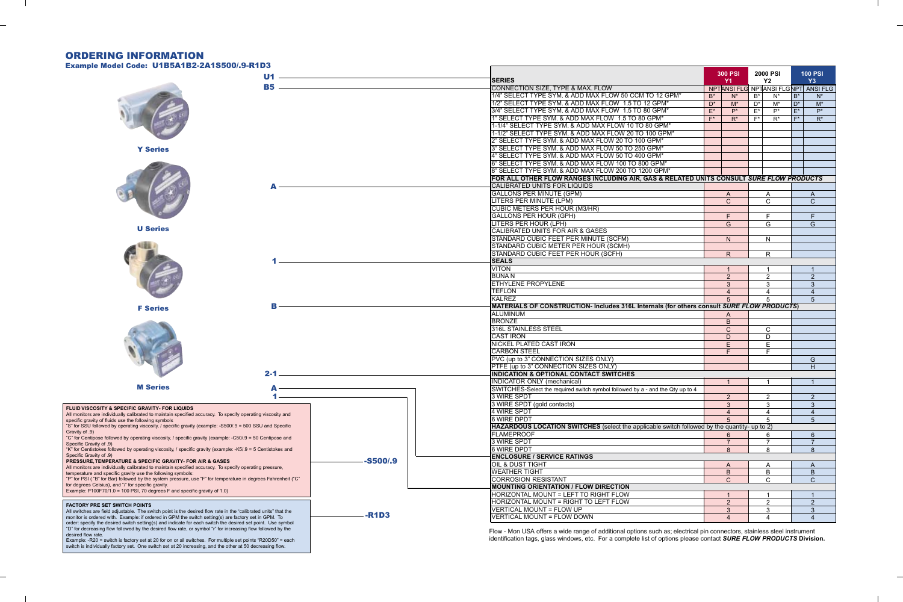## ORDERING INFORMATION

### Example Model Code: U1B5A1B2-2A1S500/.9-R1D3

- U1 — SERIES
- B5 — CONNECTION SIZE, TYPE & MAX. FLOW
- A — CALIBRATED UNITS
- 1 — SEALS
- B — MATERIALS OF CONSTRUCTION
- 2-1 — INDICATION & OPTIONAL CONTACT SWITCHES
- A — ENCLOSURE / SERVICE RATINGS
- 1 — MOUNTING ORIENTATION / FLOW DIRECTION
- -S500/.9 — FLUID VISCOSITY & SPECIFIC GRAVITY
- -R1D3 — FACTORY PRE SET SWITCH POINTS

Y Series

U Series

F Series

M Series

**FLUID VISCOSITY & SPECIFIC GRAVITY- FOR LIQUIDS**
All monitors are individually calibrated to maintain specified accuracy. To specify operating viscosity and specific gravity of fluids use the following symbols
"S" for SSU followed by operating viscosity, / specific gravity (example: -S500/.9 = 500 SSU and Specific Gravity of .9)
"C" for Centipose followed by operating viscosity, / specific gravity (example: -C50/.9 = 50 Centipose and Specific Gravity of .9)
"K" for Centistokes followed by operating viscosity, / specific gravity (example: -K5/.9 = 5 Centistokes and Specific Gravity of .9)

**PRESSURE, TEMPERATURE & SPECIFIC GRAVITY- FOR AIR & GASES**
All monitors are individually calibrated to maintain specified accuracy. To specify operating pressure, temperature and specific gravity use the following symbols:
"P" for PSI ("B" for Bar) followed by the system pressure, use "F" for temperature in degrees Fahrenheit ("C" for degrees Celsius), and "/" for specific gravity.
Example: P100F70/1.0 = 100 PSI, 70 degrees F and specific gravity of 1.0)

**FACTORY PRE SET SWITCH POINTS**
All switches are field adjustable. The switch point is the desired flow rate in the "calibrated units" that the monitor is ordered with. Example: if ordered in GPM the switch setting(s) are factory set in GPM. To order: specify the desired switch setting(s) and indicate for each switch the desired set point. Use symbol "D" for decreasing flow followed by the desired flow rate, or symbol "r" for increasing flow followed by the desired flow rate.
Example: -R20 = switch is factory set at 20 for on or all switches. For multiple set points "R20D50" = each switch is individually factory set. One switch set at 20 increasing, and the other at 50 decreasing flow.

| SERIES | 300 PSI Y1 | | 2000 PSI Y2 | | 100 PSI Y3 | |
|---|---|---|---|---|---|---|
| CONNECTION SIZE, TYPE & MAX. FLOW | NPT | ANSI FLG | NPT | ANSI FLG | NPT | ANSI FLG |
| 1/4" SELECT TYPE SYM. & ADD MAX FLOW 50 CCM TO 12 GPM* | B* | N* | B* | N* | B* | N* |
| 1/2" SELECT TYPE SYM. & ADD MAX FLOW 1.5 TO 12 GPM* | D* | M* | D* | M* | D* | M* |
| 3/4" SELECT TYPE SYM. & ADD MAX FLOW 1.5 TO 80 GPM* | E* | P* | E* | P* | E* | P* |
| 1" SELECT TYPE SYM. & ADD MAX FLOW 1.5 TO 80 GPM* | F* | R* | F* | R* | F* | R* |
| 1-1/4" SELECT TYPE SYM. & ADD MAX FLOW 10 TO 80 GPM* | | | | | | |
| 1-1/2" SELECT TYPE SYM. & ADD MAX FLOW 20 TO 100 GPM* | | | | | | |
| 2" SELECT TYPE SYM. & ADD MAX FLOW 20 TO 100 GPM* | | | | | | |
| 3" SELECT TYPE SYM. & ADD MAX FLOW 50 TO 250 GPM* | | | | | | |
| 4" SELECT TYPE SYM. & ADD MAX FLOW 50 TO 400 GPM* | | | | | | |
| 6" SELECT TYPE SYM. & ADD MAX FLOW 100 TO 800 GPM* | | | | | | |
| 8" SELECT TYPE SYM. & ADD MAX FLOW 200 TO 1200 GPM* | | | | | | |
| **FOR ALL OTHER FLOW RANGES INCLUDING AIR, GAS & RELATED UNITS CONSULT *SURE FLOW PRODUCTS*** | | | | | | |
| CALIBRATED UNITS FOR LIQUIDS | | | | | | |
| GALLONS PER MINUTE (GPM) | A | | A | | A | |
| LITERS PER MINUTE (LPM) | C | | C | | C | |
| CUBIC METERS PER HOUR (M3/HR) | | | | | | |
| GALLONS PER HOUR (GPH) | F | | F | | F | |
| LITERS PER HOUR (LPH) | G | | G | | G | |
| CALIBRATED UNITS FOR AIR & GASES | | | | | | |
| STANDARD CUBIC FEET PER MINUTE (SCFM) | N | | N | | | |
| STANDARD CUBIC METER PER HOUR (SCMH) | | | | | | |
| STANDARD CUBIC FEET PER HOUR (SCFH) | R | | R | | | |
| **SEALS** | | | | | | |
| VITON | 1 | | 1 | | 1 | |
| BUNA N | 2 | | 2 | | 2 | |
| ETHYLENE PROPYLENE | 3 | | 3 | | 3 | |
| TEFLON | 4 | | 4 | | 4 | |
| KALREZ | 5 | | 5 | | 5 | |
| **MATERIALS OF CONSTRUCTION- Includes 316L Internals (for others consult *SURE FLOW PRODUCTS*)** | | | | | | |
| ALUMINUM | A | | | | | |
| BRONZE | B | | | | | |
| 316L STAINLESS STEEL | C | | C | | | |
| CAST IRON | D | | D | | | |
| NICKEL PLATED CAST IRON | E | | E | | | |
| CARBON STEEL | F | | F | | | |
| PVC (up to 3" CONNECTION SIZES ONLY) | | | | | G | |
| PTFE (up to 3" CONNECTION SIZES ONLY) | | | | | H | |
| **INDICATION & OPTIONAL CONTACT SWITCHES** | | | | | | |
| INDICATOR ONLY (mechanical) | 1 | | 1 | | 1 | |
| SWITCHES-Select the required switch symbol followed by a - and the Qty up to 4 | | | | | | |
| 3 WIRE SPDT | 2 | | 2 | | 2 | |
| 3 WIRE SPDT (gold contacts) | 3 | | 3 | | 3 | |
| 4 WIRE SPDT | 4 | | 4 | | 4 | |
| 6 WIRE DPDT | 5 | | 5 | | 5 | |
| **HAZARDOUS LOCATION SWITCHES** (select the applicable switch followed by the quantity- up to 2) | | | | | | |
| FLAMEPROOF | 6 | | 6 | | 6 | |
| 3 WIRE SPDT | 7 | | 7 | | 7 | |
| 6 WIRE DPDT | 8 | | 8 | | 8 | |
| **ENCLOSURE / SERVICE RATINGS** | | | | | | |
| OIL & DUST TIGHT | A | | A | | A | |
| WEATHER TIGHT | B | | B | | B | |
| CORROSION RESISTANT | C | | C | | C | |
| **MOUNTING ORIENTATION / FLOW DIRECTION** | | | | | | |
| HORIZONTAL MOUNT = LEFT TO RIGHT FLOW | 1 | | 1 | | 1 | |
| HORIZONTAL MOUNT = RIGHT TO LEFT FLOW | 2 | | 2 | | 2 | |
| VERTICAL MOUNT = FLOW UP | 3 | | 3 | | 3 | |
| VERTICAL MOUNT = FLOW DOWN | 4 | | 4 | | 4 | |

Flow - Mon USA offers a wide range of additional options such as; electrical pin connectors, stainless steel instrument identification tags, glass windows, etc. For a complete list of options please contact ***SURE FLOW PRODUCTS* Division.**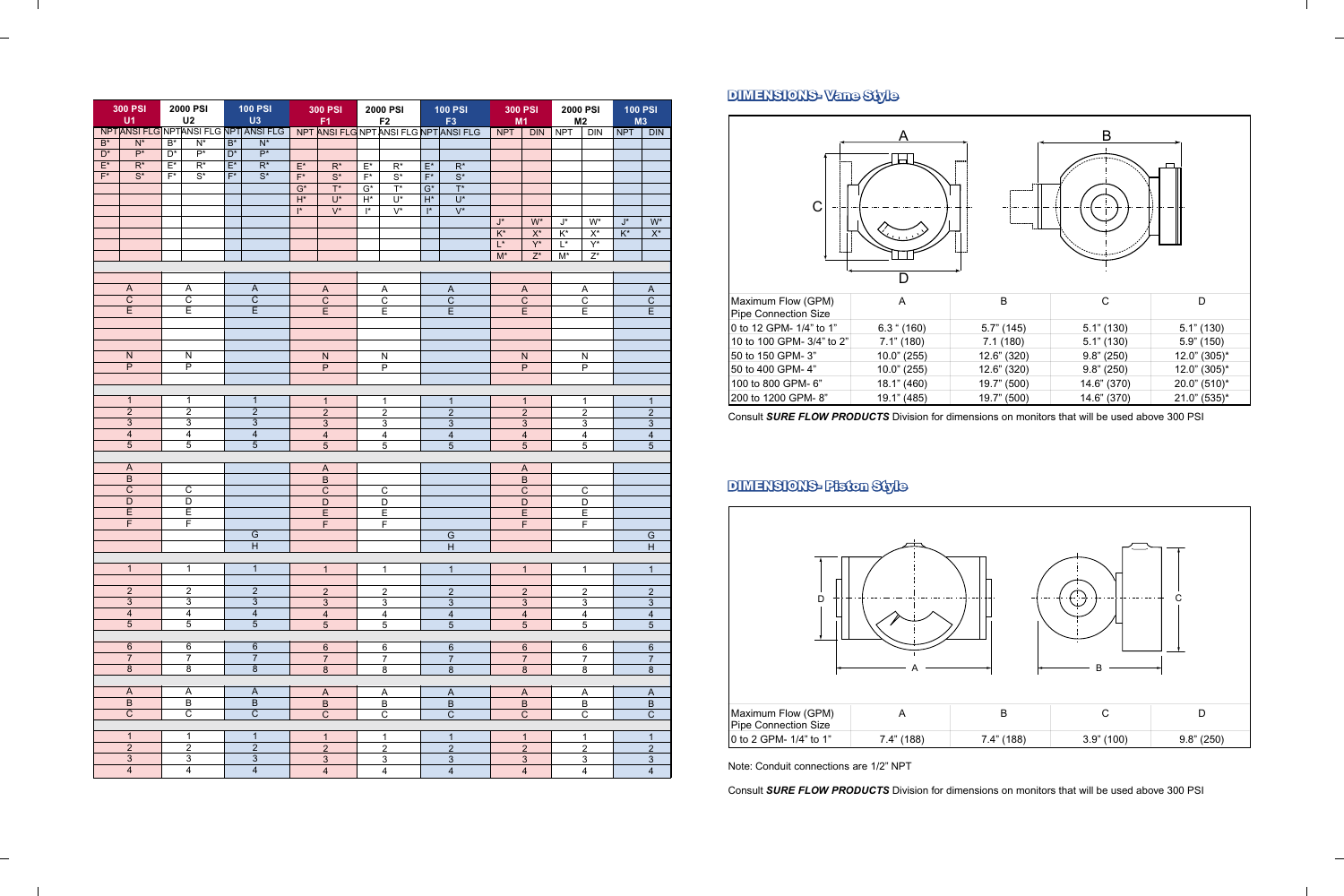| 300 PSI U1 | | 2000 PSI U2 | | 100 PSI U3 | | 300 PSI F1 | | 2000 PSI F2 | | 100 PSI F3 | | 300 PSI M1 | | 2000 PSI M2 | | 100 PSI M3 | |
|---|---|---|---|---|---|---|---|---|---|---|---|---|---|---|---|---|---|
| NPT | ANSI FLG | NPT | ANSI FLG | NPT | ANSI FLG | NPT | ANSI FLG | NPT | ANSI FLG | NPT | ANSI FLG | NPT | DIN | NPT | DIN | NPT | DIN |
| B* | N* | B* | N* | B* | N* | | | | | | | | | | | | |
| D* | P* | D* | P* | D* | P* | | | | | | | | | | | | |
| E* | R* | E* | R* | E* | R* | E* | R* | E* | R* | E* | R* | | | | | | |
| F* | S* | F* | S* | F* | S* | F* | S* | F* | S* | F* | S* | | | | | | |
| | | | | | | G* | T* | G* | T* | G* | T* | | | | | | |
| | | | | | | H* | U* | H* | U* | H* | U* | | | | | | |
| | | | | | | I* | V* | I* | V* | I* | V* | | | | | | |
| | | | | | | | | | | | | J* | W* | J* | W* | J* | W* |
| | | | | | | | | | | | | K* | X* | K* | X* | K* | X* |
| | | | | | | | | | | | | L* | Y* | L* | Y* | | |
| | | | | | | | | | | | | M* | Z* | M* | Z* | | |
| | | | | | | | | | | | | | | | | | |
| A | | A | | A | | A | | A | | A | | A | | A | | A | |
| C | | C | | C | | C | | C | | C | | C | | C | | C | |
| E | | E | | E | | E | | E | | E | | E | | E | | E | |
| | | | | | | | | | | | | | | | | | |
| N | | N | | | | N | | N | | | | N | | N | | | |
| P | | P | | | | P | | P | | | | P | | P | | | |
| | | | | | | | | | | | | | | | | | |
| 1 | | 1 | | 1 | | 1 | | 1 | | 1 | | 1 | | 1 | | 1 | |
| 2 | | 2 | | 2 | | 2 | | 2 | | 2 | | 2 | | 2 | | 2 | |
| 3 | | 3 | | 3 | | 3 | | 3 | | 3 | | 3 | | 3 | | 3 | |
| 4 | | 4 | | 4 | | 4 | | 4 | | 4 | | 4 | | 4 | | 4 | |
| 5 | | 5 | | 5 | | 5 | | 5 | | 5 | | 5 | | 5 | | 5 | |
| | | | | | | | | | | | | | | | | | |
| A | | | | | | A | | | | | | A | | | | | |
| B | | | | | | B | | | | | | B | | | | | |
| C | | C | | | | C | | C | | | | C | | C | | | |
| D | | D | | | | D | | D | | | | D | | D | | | |
| E | | E | | | | E | | E | | | | E | | E | | | |
| F | | F | | | | F | | F | | | | F | | F | | | |
| | | | | G | | | | | | G | | | | | | G | |
| | | | | H | | | | | | H | | | | | | H | |
| | | | | | | | | | | | | | | | | | |
| 1 | | 1 | | 1 | | 1 | | 1 | | 1 | | 1 | | 1 | | 1 | |
| | | | | | | | | | | | | | | | | | |
| 2 | | 2 | | 2 | | 2 | | 2 | | 2 | | 2 | | 2 | | 2 | |
| 3 | | 3 | | 3 | | 3 | | 3 | | 3 | | 3 | | 3 | | 3 | |
| 4 | | 4 | | 4 | | 4 | | 4 | | 4 | | 4 | | 4 | | 4 | |
| 5 | | 5 | | 5 | | 5 | | 5 | | 5 | | 5 | | 5 | | 5 | |
| | | | | | | | | | | | | | | | | | |
| 6 | | 6 | | 6 | | 6 | | 6 | | 6 | | 6 | | 6 | | 6 | |
| 7 | | 7 | | 7 | | 7 | | 7 | | 7 | | 7 | | 7 | | 7 | |
| 8 | | 8 | | 8 | | 8 | | 8 | | 8 | | 8 | | 8 | | 8 | |
| | | | | | | | | | | | | | | | | | |
| A | | A | | A | | A | | A | | A | | A | | A | | A | |
| B | | B | | B | | B | | B | | B | | B | | B | | B | |
| C | | C | | C | | C | | C | | C | | C | | C | | C | |
| | | | | | | | | | | | | | | | | | |
| 1 | | 1 | | 1 | | 1 | | 1 | | 1 | | 1 | | 1 | | 1 | |
| 2 | | 2 | | 2 | | 2 | | 2 | | 2 | | 2 | | 2 | | 2 | |
| 3 | | 3 | | 3 | | 3 | | 3 | | 3 | | 3 | | 3 | | 3 | |
| 4 | | 4 | | 4 | | 4 | | 4 | | 4 | | 4 | | 4 | | 4 | |

## DIMENSIONS- Vane Style

| Maximum Flow (GPM) Pipe Connection Size | A | B | C | D |
|---|---|---|---|---|
| 0 to 12 GPM- 1/4" to 1" | 6.3 " (160) | 5.7" (145) | 5.1" (130) | 5.1" (130) |
| 10 to 100 GPM- 3/4" to 2" | 7.1" (180) | 7.1 (180) | 5.1" (130) | 5.9" (150) |
| 50 to 150 GPM- 3" | 10.0" (255) | 12.6" (320) | 9.8" (250) | 12.0" (305)* |
| 50 to 400 GPM- 4" | 10.0" (255) | 12.6" (320) | 9.8" (250) | 12.0" (305)* |
| 100 to 800 GPM- 6" | 18.1" (460) | 19.7" (500) | 14.6" (370) | 20.0" (510)* |
| 200 to 1200 GPM- 8" | 19.1" (485) | 19.7" (500) | 14.6" (370) | 21.0" (535)* |

Consult ***SURE FLOW PRODUCTS*** Division for dimensions on monitors that will be used above 300 PSI

## DIMENSIONS- Piston Style

| Maximum Flow (GPM) Pipe Connection Size | A | B | C | D |
|---|---|---|---|---|
| 0 to 2 GPM- 1/4" to 1" | 7.4" (188) | 7.4" (188) | 3.9" (100) | 9.8" (250) |

Note: Conduit connections are 1/2" NPT

Consult ***SURE FLOW PRODUCTS*** Division for dimensions on monitors that will be used above 300 PSI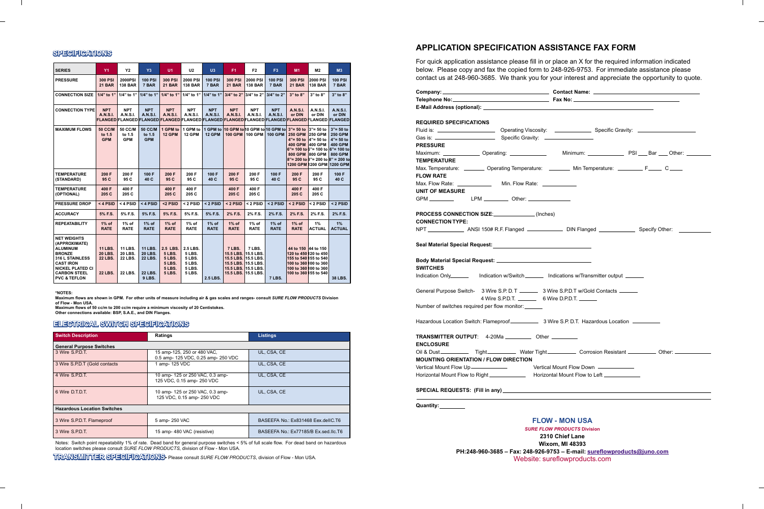## SPECIFICATIONS

| SERIES | Y1 | Y2 | Y3 | U1 | U2 | U3 | F1 | F2 | F3 | M1 | M2 | M3 |
|---|---|---|---|---|---|---|---|---|---|---|---|---|
| PRESSURE | 300 PSI 21 BAR | 2000PSI 138 BAR | 100 PSI 7 BAR | 300 PSI 21 BAR | 2000 PSI 138 BAR | 100 PSI 7 BAR | 300 PSI 21 BAR | 2000 PSI 138 BAR | 100 PSI 7 BAR | 300 PSI 21 BAR | 2000 PSI 138 BAR | 100 PSI 7 BAR |
| CONNECTION SIZE | 1/4" to 1" | 1/4" to 1" | 1/4" to 1" | 1/4" to 1" | 1/4" to 1" | 1/4" to 1" | 3/4" to 2" | 3/4" to 2" | 3/4" to 2" | 3" to 8" | 3" to 8" | 3" to 8" |
| CONNECTION TYPE | NPT A.N.S.I. FLANGED | NPT A.N.S.I. FLANGED | NPT A.N.S.I. FLANGED | NPT A.N.S.I. FLANGED | NPT A.N.S.I. FLANGED | NPT A.N.S.I. FLANGED | NPT A.N.S.I. FLANGED | NPT A.N.S.I. FLANGED | NPT A.N.S.I. FLANGED | A.N.S.I. or DIN FLANGED | A.N.S.I. or DIN FLANGED | A.N.S.I. or DIN FLANGED |
| MAXIMUM FLOWS | 50 CC/M to 1.5 GPM | 50 CC/M to 1.5 GPM | 50 CC/M to 1.5 GPM | 1 GPM to 12 GPM | 1 GPM to 12 GPM | 1 GPM to 12 GPM | 10 GPM to 100 GPM | 10 GPM to 100 GPM | 10 GPM to 100 GPM | 3"= 50 to 250 GPM 4"= 50 to 400 GPM 6"= 100 to 800 GPM 8"= 200 to 1200 GPM | 3"= 50 to 250 GPM 4"= 50 to 400 GPM 6"= 100 to 800 GPM 8"= 200 to 1200 GPM | 3"= 50 to 250 GPM 4"= 50 to 400 GPM 6"= 100 to 800 GPM 8"= 200 to 1200 GPM |
| TEMPERATURE (STANDARD) | 200 F 95 C | 200 F 95 C | 100 F 40 C | 200 F 95 C | 200 F 95 C | 100 F 40 C | 200 F 95 C | 200 F 95 C | 100 F 40 C | 200 F 95 C | 200 F 95 C | 100 F 40 C |
| TEMPERATURE (OPTIONAL) | 400 F 205 C | 400 F 205 C | | 400 F 205 C | 400 F 205 C | | 400 F 205 C | 400 F 205 C | | 400 F 205 C | 400 F 205 C | |
| PRESSURE DROP | < 4 PSID | < 4 PSID | < 4 PSID | <2 PSID | < 2 PSID | < 2 PSID | < 2 PSID | < 2 PSID | < 2 PSID | < 2 PSID | < 2 PSID | < 2 PSID |
| ACCURACY | 5% F.S. | 5% F.S. | 5% F.S. | 5% F.S. | 5% F.S. | 5% F.S. | 2% F.S. | 2% F.S. | 2% F.S. | 2% F.S. | 2% F.S. | 2% F.S. |
| REPEATABILITY | 1% of RATE | 1% of RATE | 1% of RATE | 1% of RATE | 1% of RATE | 1% of RATE | 1% of RATE | 1% of RATE | 1% of RATE | 1% of RATE | 1% ACTUAL | 1% ACTUAL |
| NET WEIGHTS (APPROXIMATE) ALUMINUM BRONZE 316 L STAINLESS CAST IRON NICKEL PLATED CI CARBON STEEL PVC & TEFLON | 11 LBS. 20 LBS. 22 LBS. 22 LBS. | 11 LBS. 20 LBS. 22 LBS. 22 LBS. | 11 LBS. 20 LBS. 22 LBS. 22 LBS. 9 LBS. | 2.5 LBS. 5 LBS. 5 LBS. 5 LBS. 5 LBS. 5 LBS. | 2.5 LBS. 5 LBS. 5 LBS. 5 LBS. 5 LBS. 5 LBS. | 2.5 LBS. | 7 LBS. 15.5 LBS. 15.5 LBS. 15.5 LBS. 15.5 LBS. 15.5 LBS. | 7 LBS. 15.5 LBS. 15.5 LBS. 15.5 LBS. 15.5 LBS. 15.5 LBS. | 7 LBS. | 44 to 150 120 to 450 155 to 540 100 to 360 100 to 360 100 to 360 | 44 to 150 120 to 450 155 to 540 100 to 360 100 to 360 155 to 540 | 38 LBS. |

*NOTES:

Maximum flows are shown in GPM. For other units of measure including air & gas scales and ranges- consult *SURE FLOW PRODUCTS* Division of Flow - Mon USA.
Maximum flows of 50 cc/m to 200 cc/m require a minimum viscosity of 20 Centistokes.
Other connections available: BSP, S.A.E., and DIN Flanges.

## ELECTRICAL SWITCH SPECIFICATIONS

| Switch Description | Ratings | Listings |
|---|---|---|
| **General Purpose Switches** | | |
| 3 Wire S.P.D.T. | 15 amp-125, 250 or 480 VAC, 0.5 amp- 125 VDC, 0.25 amp- 250 VDC | UL, CSA, CE |
| 3 Wire S.P.D.T (Gold contacts | 1 amp- 125 VDC | UL, CSA, CE |
| 4 Wire S.P.D.T. | 10 amp- 125 or 250 VAC, 0.3 amp- 125 VDC, 0.15 amp- 250 VDC | UL, CSA, CE |
| 6 Wire D.T.D.T. | 10 amp- 125 or 250 VAC, 0.3 amp- 125 VDC, 0.15 amp- 250 VDC | UL, CSA, CE |
| **Hazardous Location Switches** | | |
| 3 Wire S.P.D.T. Flameproof | 5 amp- 250 VAC | BASEEFA No.: Ex831468 Eex.dellC.T6 |
| 3 Wire S.P.D.T. | 15 amp- 480 VAC (resistive) | BASEEFA No.: Ex77185/B Ex.sed.llc.T6 |

Notes: Switch point repeatability 1% of rate. Dead band for general purpose switches < 5% of full scale flow. For dead band on hazardous location switches please consult *SURE FLOW PRODUCTS*, division of Flow - Mon USA.

## TRANSMITTER SPECIFICATIONS

- Please consult *SURE FLOW PRODUCTS*, division of Flow - Mon USA.

# APPLICATION SPECIFICATION ASSISTANCE FAX FORM

For quick application assistance please fill in or place an X for the required information indicated below. Please copy and fax the copied form to 248-926-9753. For immediate assistance please contact us at 248-960-3685. We thank you for your interest and appreciate the opportunity to quote.

**Company:** ______________ **Contact Name:** ______________
**Telephone No:** ______________ **Fax No:** ______________
**E-Mail Address (optional):** ______________

**REQUIRED SPECIFICATIONS**

Fluid is: ________ Operating Viscosity: ________ Specific Gravity: ________
Gas is: ________ Specific Gravity: ________

**PRESSURE**

Maximum: ________ Operating: ________ Minimum: ________ PSI ___ Bar ___ Other: ________

**TEMPERATURE**

Max. Temperature: ________ Operating Temperature: ________ Min Temperature: ________ F____ C____

**FLOW RATE**

Max. Flow Rate: ________ Min. Flow Rate: ________

**UNIT OF MEASURE**

GPM ________ LPM ________ Other: ________

**PROCESS CONNECTION SIZE**:__________ (Inches)

**CONNECTION TYPE:**

NPT ________ ANSI 150# R.F. Flanged ________ DIN Flanged ________ Specify Other: ________

**Seal Material Special Request:** ______________

**Body Material Special Request:** ______________

**SWITCHES**

Indication Only______ Indication w/Switch______ Indications w/Transmitter output ______

General Purpose Switch- 3 Wire S.P. D. T ______ 3 Wire S.P.D.T w/Gold Contacts ______
4 Wire S.P.D.T. ______ 6 Wire D.P.D.T. ______

Number of switches required per flow monitor: ______

Hazardous Location Switch: Flameproof ________ 3 Wire S.P. D.T. Hazardous Location ________

**TRANSMITTER OUTPUT**: 4-20Ma ________ Other ________

**ENCLOSURE**

Oil & Dust ________ Tight ________ Water Tight ________ Corrosion Resistant ________ Other: ________

**MOUNTING ORIENTATION / FLOW DIRECTION**

Vertical Mount Flow Up ________ Vertical Mount Flow Down ________
Horizontal Mount Flow to Right ________ Horizontal Mount Flow to Left ________

**SPECIAL REQUESTS: (Fill in any)** ______________

**Quantity:** ________

**FLOW - MON USA**
***SURE FLOW PRODUCTS* Division**
**2310 Chief Lane**
**Wixom, MI 48393**
**PH:248-960-3685 – Fax: 248-926-9753 – E-mail: sureflowproducts@juno.com**
Website: sureflowproducts.com